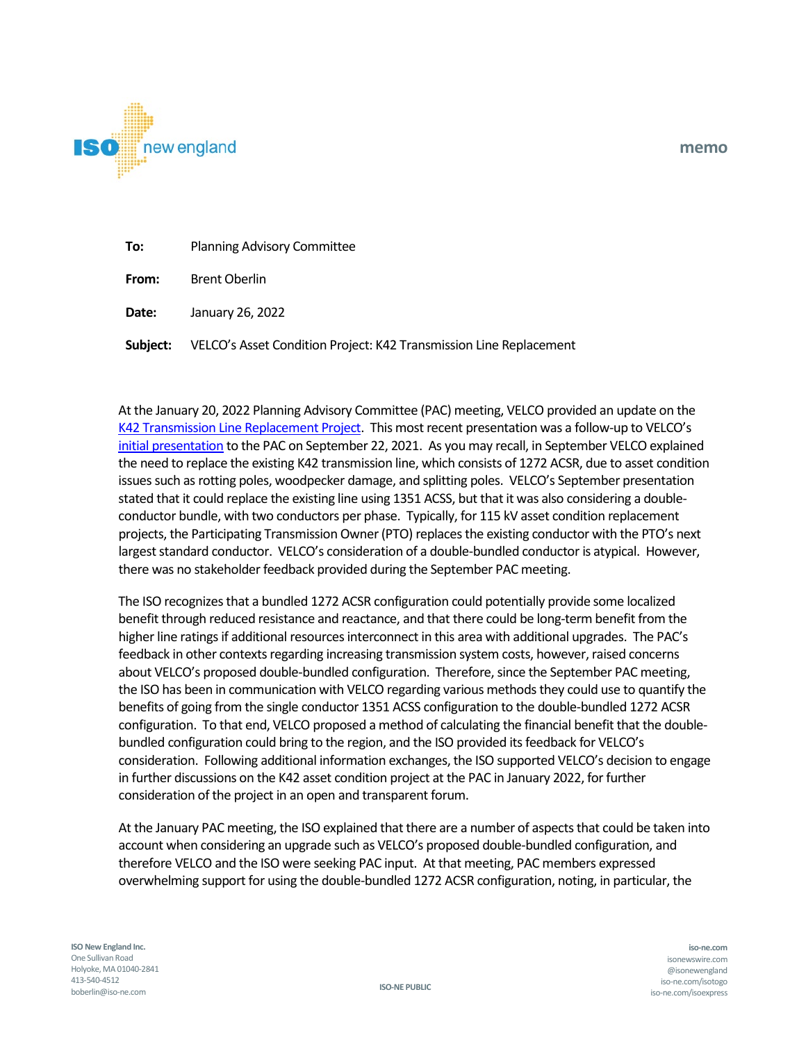**memo**

| | |
|---|---|
| **To:** | Planning Advisory Committee |
| **From:** | Brent Oberlin |
| **Date:** | January 26, 2022 |
| **Subject:** | VELCO's Asset Condition Project: K42 Transmission Line Replacement |

At the January 20, 2022 Planning Advisory Committee (PAC) meeting, VELCO provided an update on the [K42 Transmission Line Replacement Project](). This most recent presentation was a follow-up to VELCO's [initial presentation]() to the PAC on September 22, 2021. As you may recall, in September VELCO explained the need to replace the existing K42 transmission line, which consists of 1272 ACSR, due to asset condition issues such as rotting poles, woodpecker damage, and splitting poles. VELCO's September presentation stated that it could replace the existing line using 1351 ACSS, but that it was also considering a double-conductor bundle, with two conductors per phase. Typically, for 115 kV asset condition replacement projects, the Participating Transmission Owner (PTO) replaces the existing conductor with the PTO's next largest standard conductor. VELCO's consideration of a double-bundled conductor is atypical. However, there was no stakeholder feedback provided during the September PAC meeting.

The ISO recognizes that a bundled 1272 ACSR configuration could potentially provide some localized benefit through reduced resistance and reactance, and that there could be long-term benefit from the higher line ratings if additional resources interconnect in this area with additional upgrades. The PAC's feedback in other contexts regarding increasing transmission system costs, however, raised concerns about VELCO's proposed double-bundled configuration. Therefore, since the September PAC meeting, the ISO has been in communication with VELCO regarding various methods they could use to quantify the benefits of going from the single conductor 1351 ACSS configuration to the double-bundled 1272 ACSR configuration. To that end, VELCO proposed a method of calculating the financial benefit that the double-bundled configuration could bring to the region, and the ISO provided its feedback for VELCO's consideration. Following additional information exchanges, the ISO supported VELCO's decision to engage in further discussions on the K42 asset condition project at the PAC in January 2022, for further consideration of the project in an open and transparent forum.

At the January PAC meeting, the ISO explained that there are a number of aspects that could be taken into account when considering an upgrade such as VELCO's proposed double-bundled configuration, and therefore VELCO and the ISO were seeking PAC input. At that meeting, PAC members expressed overwhelming support for using the double-bundled 1272 ACSR configuration, noting, in particular, the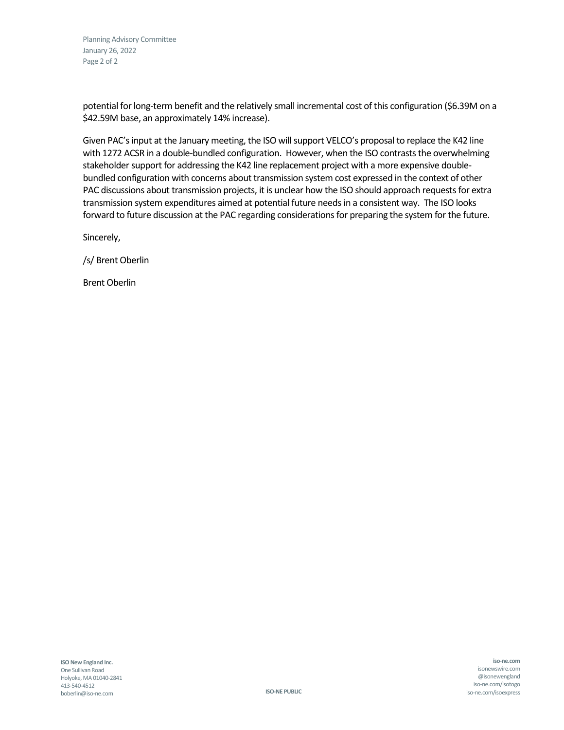potential for long-term benefit and the relatively small incremental cost of this configuration ($6.39M on a $42.59M base, an approximately 14% increase).

Given PAC's input at the January meeting, the ISO will support VELCO's proposal to replace the K42 line with 1272 ACSR in a double-bundled configuration. However, when the ISO contrasts the overwhelming stakeholder support for addressing the K42 line replacement project with a more expensive double-bundled configuration with concerns about transmission system cost expressed in the context of other PAC discussions about transmission projects, it is unclear how the ISO should approach requests for extra transmission system expenditures aimed at potential future needs in a consistent way. The ISO looks forward to future discussion at the PAC regarding considerations for preparing the system for the future.

Sincerely,

/s/ Brent Oberlin

Brent Oberlin